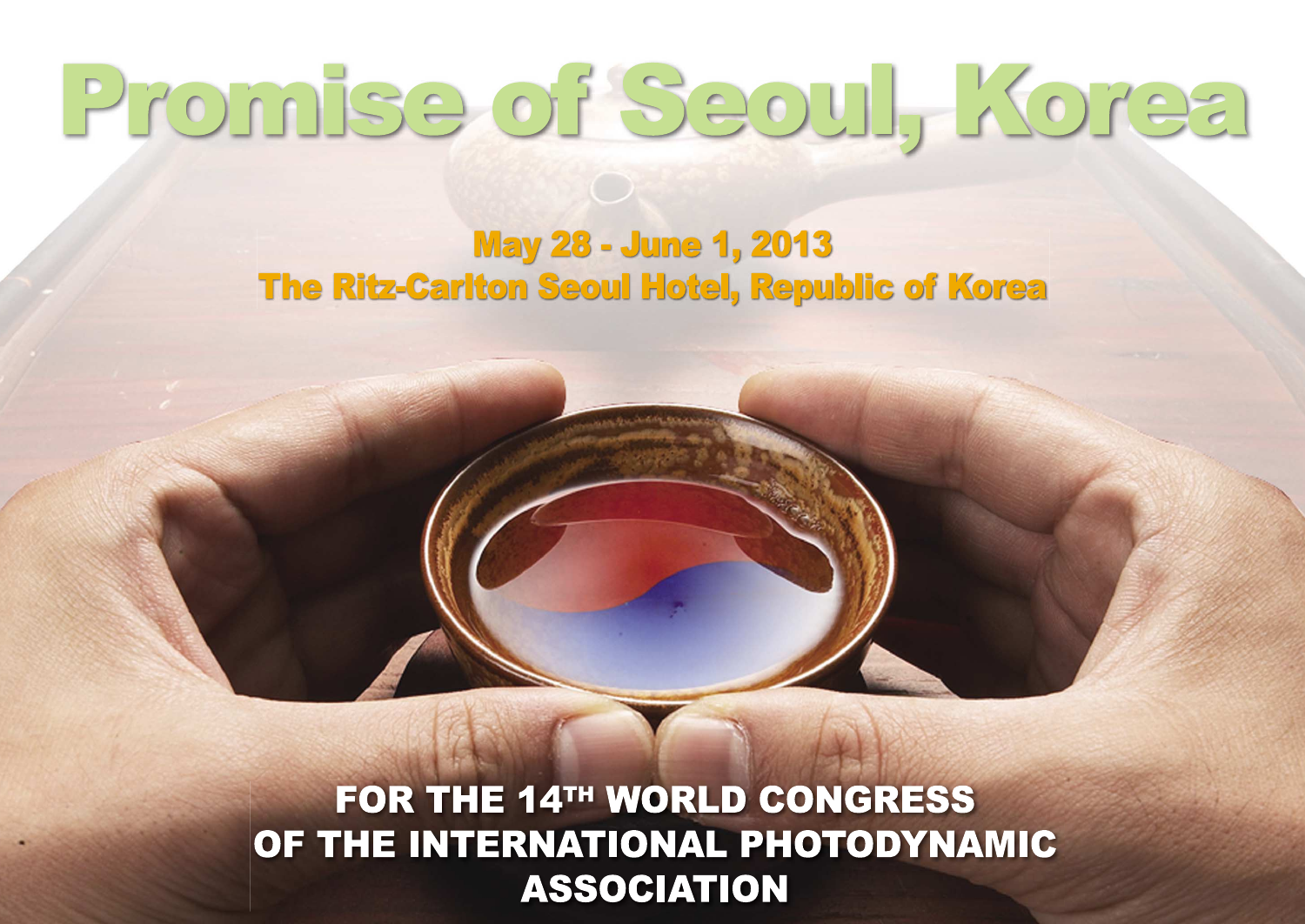# Promise of Seoul, Korea

**May 28 - June 1, 2013**
**The Ritz-Carlton Seoul Hotel, Republic of Korea**

**FOR THE 14TH WORLD CONGRESS OF THE INTERNATIONAL PHOTODYNAMIC ASSOCIATION**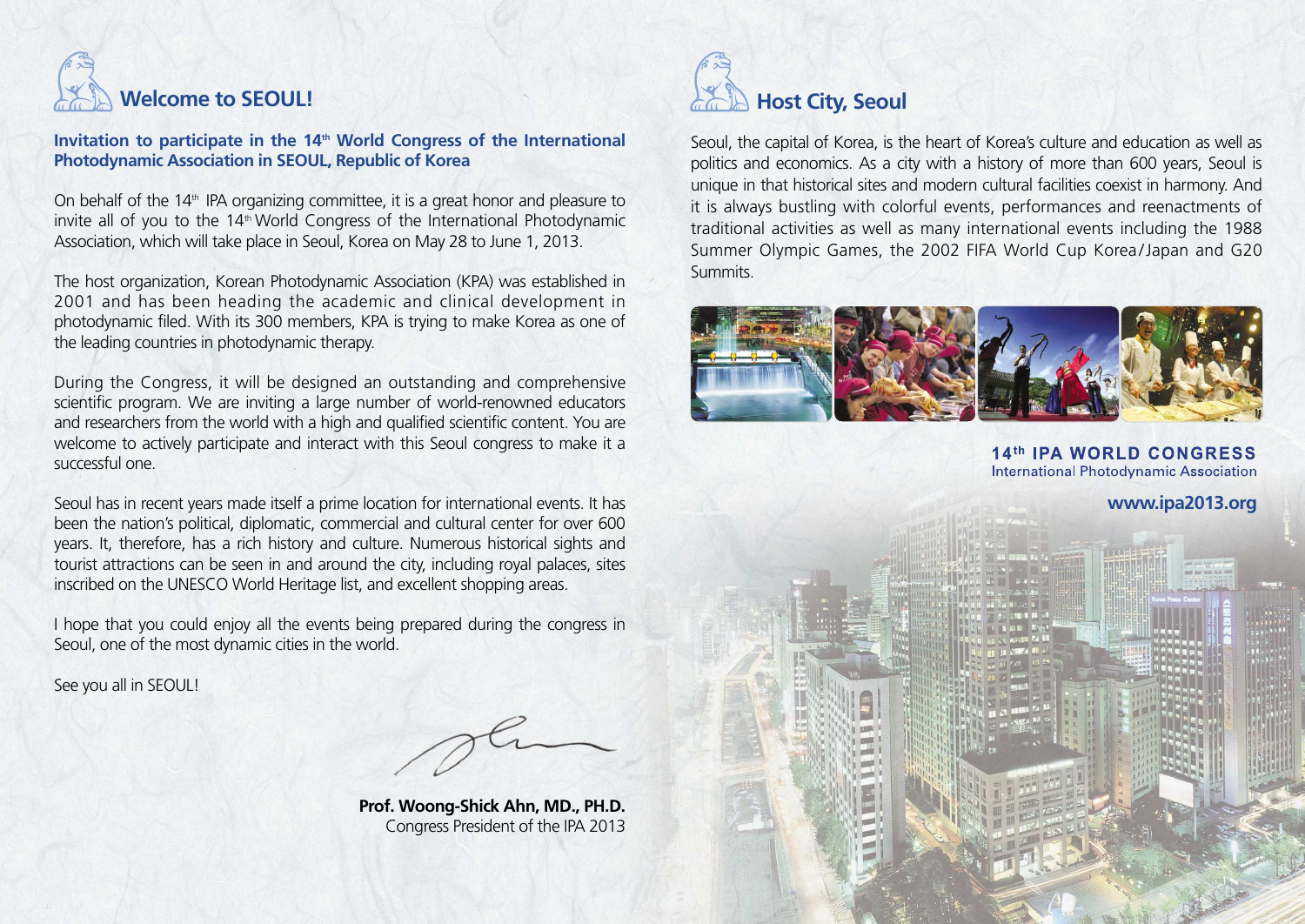## Welcome to SEOUL!

**Invitation to participate in the 14th World Congress of the International Photodynamic Association in SEOUL, Republic of Korea**

On behalf of the 14th IPA organizing committee, it is a great honor and pleasure to invite all of you to the 14th World Congress of the International Photodynamic Association, which will take place in Seoul, Korea on May 28 to June 1, 2013.

The host organization, Korean Photodynamic Association (KPA) was established in 2001 and has been heading the academic and clinical development in photodynamic filed. With its 300 members, KPA is trying to make Korea as one of the leading countries in photodynamic therapy.

During the Congress, it will be designed an outstanding and comprehensive scientific program. We are inviting a large number of world-renowned educators and researchers from the world with a high and qualified scientific content. You are welcome to actively participate and interact with this Seoul congress to make it a successful one.

Seoul has in recent years made itself a prime location for international events. It has been the nation's political, diplomatic, commercial and cultural center for over 600 years. It, therefore, has a rich history and culture. Numerous historical sights and tourist attractions can be seen in and around the city, including royal palaces, sites inscribed on the UNESCO World Heritage list, and excellent shopping areas.

I hope that you could enjoy all the events being prepared during the congress in Seoul, one of the most dynamic cities in the world.

See you all in SEOUL!

**Prof. Woong-Shick Ahn, MD., PH.D.**
Congress President of the IPA 2013

## Host City, Seoul

Seoul, the capital of Korea, is the heart of Korea's culture and education as well as politics and economics. As a city with a history of more than 600 years, Seoul is unique in that historical sites and modern cultural facilities coexist in harmony. And it is always bustling with colorful events, performances and reenactments of traditional activities as well as many international events including the 1988 Summer Olympic Games, the 2002 FIFA World Cup Korea/Japan and G20 Summits.

**14th IPA WORLD CONGRESS**
International Photodynamic Association

**www.ipa2013.org**